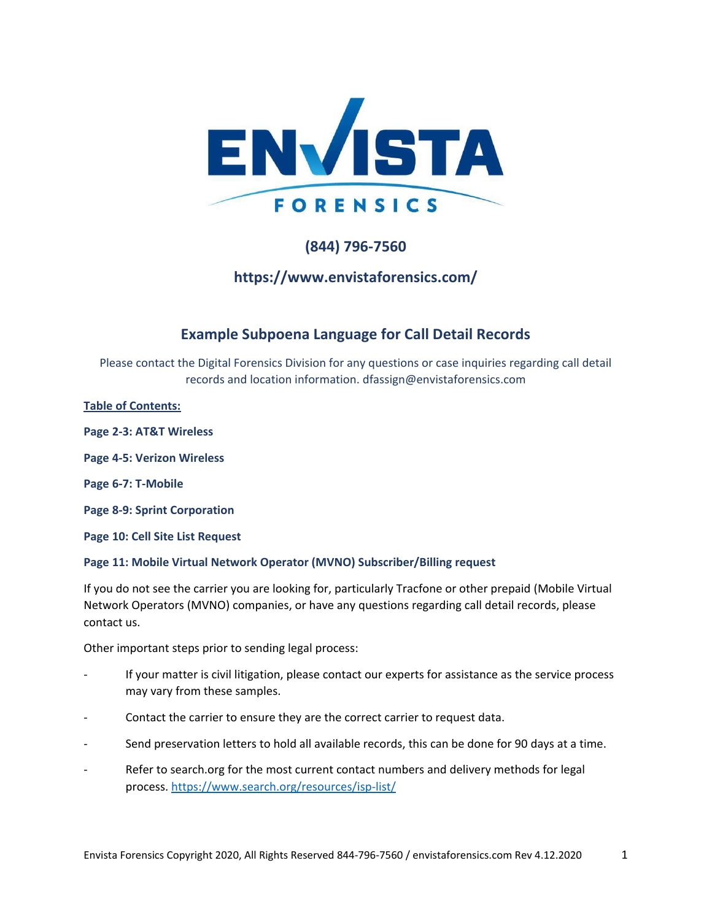# ENVISTA FORENSICS

## (844) 796-7560

## https://www.envistaforensics.com/

## Example Subpoena Language for Call Detail Records

Please contact the Digital Forensics Division for any questions or case inquiries regarding call detail records and location information. dfassign@envistaforensics.com

**Table of Contents:**

**Page 2-3: AT&T Wireless**

**Page 4-5: Verizon Wireless**

**Page 6-7: T-Mobile**

**Page 8-9: Sprint Corporation**

**Page 10: Cell Site List Request**

**Page 11: Mobile Virtual Network Operator (MVNO) Subscriber/Billing request**

If you do not see the carrier you are looking for, particularly Tracfone or other prepaid (Mobile Virtual Network Operators (MVNO) companies, or have any questions regarding call detail records, please contact us.

Other important steps prior to sending legal process:

- If your matter is civil litigation, please contact our experts for assistance as the service process may vary from these samples.
- Contact the carrier to ensure they are the correct carrier to request data.
- Send preservation letters to hold all available records, this can be done for 90 days at a time.
- Refer to search.org for the most current contact numbers and delivery methods for legal process. https://www.search.org/resources/isp-list/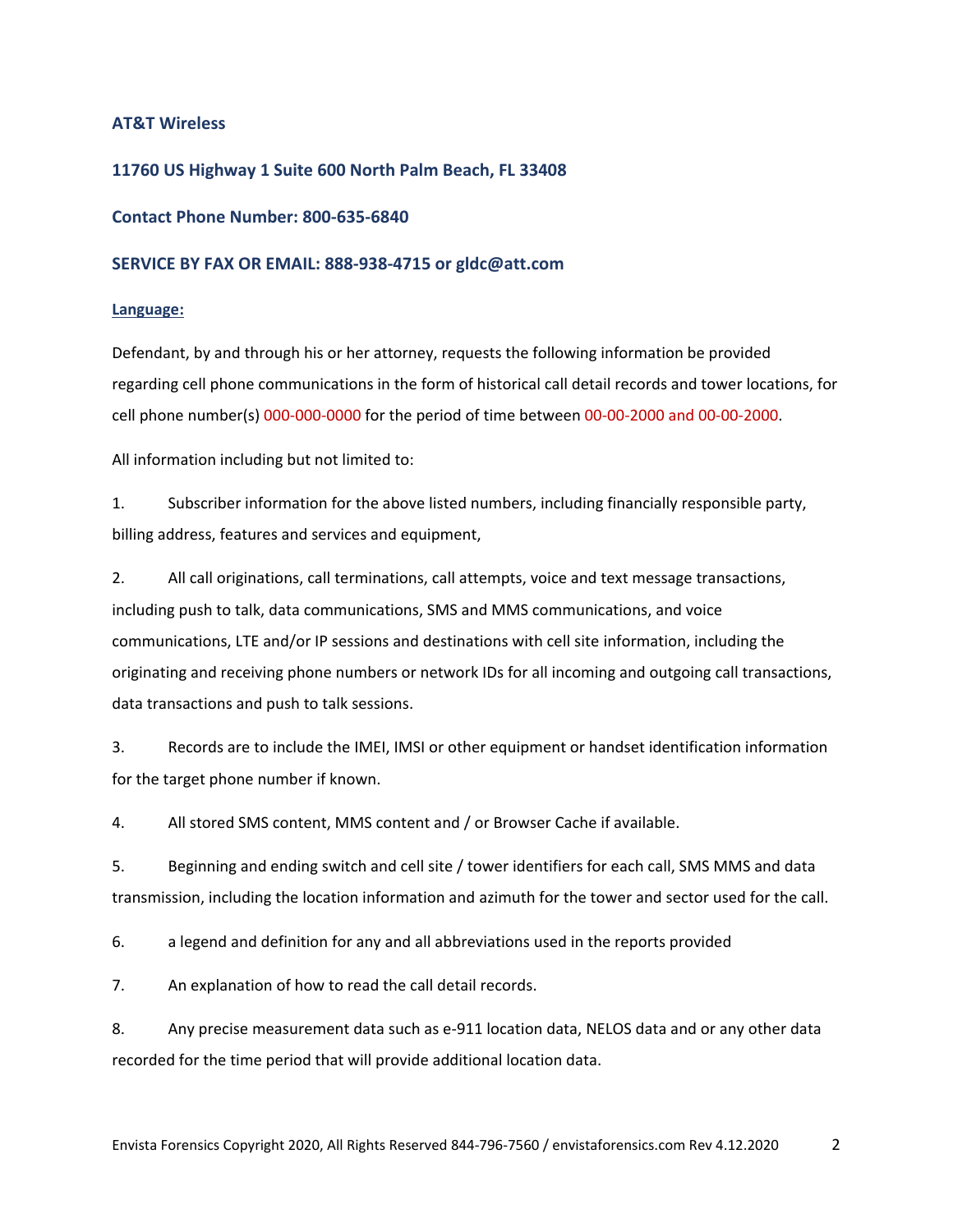**AT&T Wireless**

**11760 US Highway 1 Suite 600 North Palm Beach, FL 33408**

**Contact Phone Number: 800-635-6840**

**SERVICE BY FAX OR EMAIL: 888-938-4715 or gldc@att.com**

**Language:**

Defendant, by and through his or her attorney, requests the following information be provided regarding cell phone communications in the form of historical call detail records and tower locations, for cell phone number(s) 000-000-0000 for the period of time between 00-00-2000 and 00-00-2000.

All information including but not limited to:

1. Subscriber information for the above listed numbers, including financially responsible party, billing address, features and services and equipment,

2. All call originations, call terminations, call attempts, voice and text message transactions, including push to talk, data communications, SMS and MMS communications, and voice communications, LTE and/or IP sessions and destinations with cell site information, including the originating and receiving phone numbers or network IDs for all incoming and outgoing call transactions, data transactions and push to talk sessions.

3. Records are to include the IMEI, IMSI or other equipment or handset identification information for the target phone number if known.

4. All stored SMS content, MMS content and / or Browser Cache if available.

5. Beginning and ending switch and cell site / tower identifiers for each call, SMS MMS and data transmission, including the location information and azimuth for the tower and sector used for the call.

6. a legend and definition for any and all abbreviations used in the reports provided

7. An explanation of how to read the call detail records.

8. Any precise measurement data such as e-911 location data, NELOS data and or any other data recorded for the time period that will provide additional location data.

Envista Forensics Copyright 2020, All Rights Reserved 844-796-7560 / envistaforensics.com Rev 4.12.2020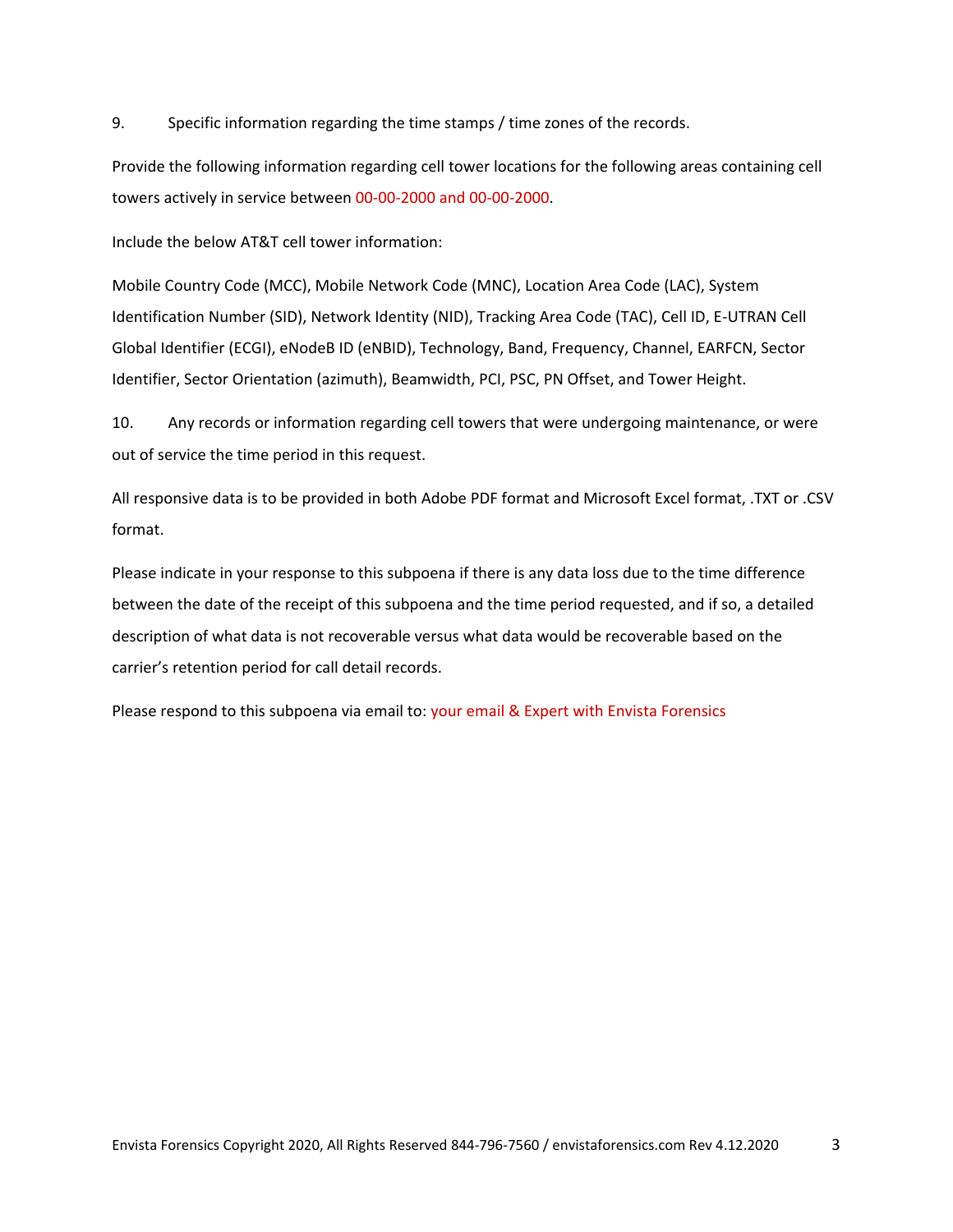9. Specific information regarding the time stamps / time zones of the records.

Provide the following information regarding cell tower locations for the following areas containing cell towers actively in service between 00-00-2000 and 00-00-2000.

Include the below AT&T cell tower information:

Mobile Country Code (MCC), Mobile Network Code (MNC), Location Area Code (LAC), System Identification Number (SID), Network Identity (NID), Tracking Area Code (TAC), Cell ID, E-UTRAN Cell Global Identifier (ECGI), eNodeB ID (eNBID), Technology, Band, Frequency, Channel, EARFCN, Sector Identifier, Sector Orientation (azimuth), Beamwidth, PCI, PSC, PN Offset, and Tower Height.

10. Any records or information regarding cell towers that were undergoing maintenance, or were out of service the time period in this request.

All responsive data is to be provided in both Adobe PDF format and Microsoft Excel format, .TXT or .CSV format.

Please indicate in your response to this subpoena if there is any data loss due to the time difference between the date of the receipt of this subpoena and the time period requested, and if so, a detailed description of what data is not recoverable versus what data would be recoverable based on the carrier's retention period for call detail records.

Please respond to this subpoena via email to: your email & Expert with Envista Forensics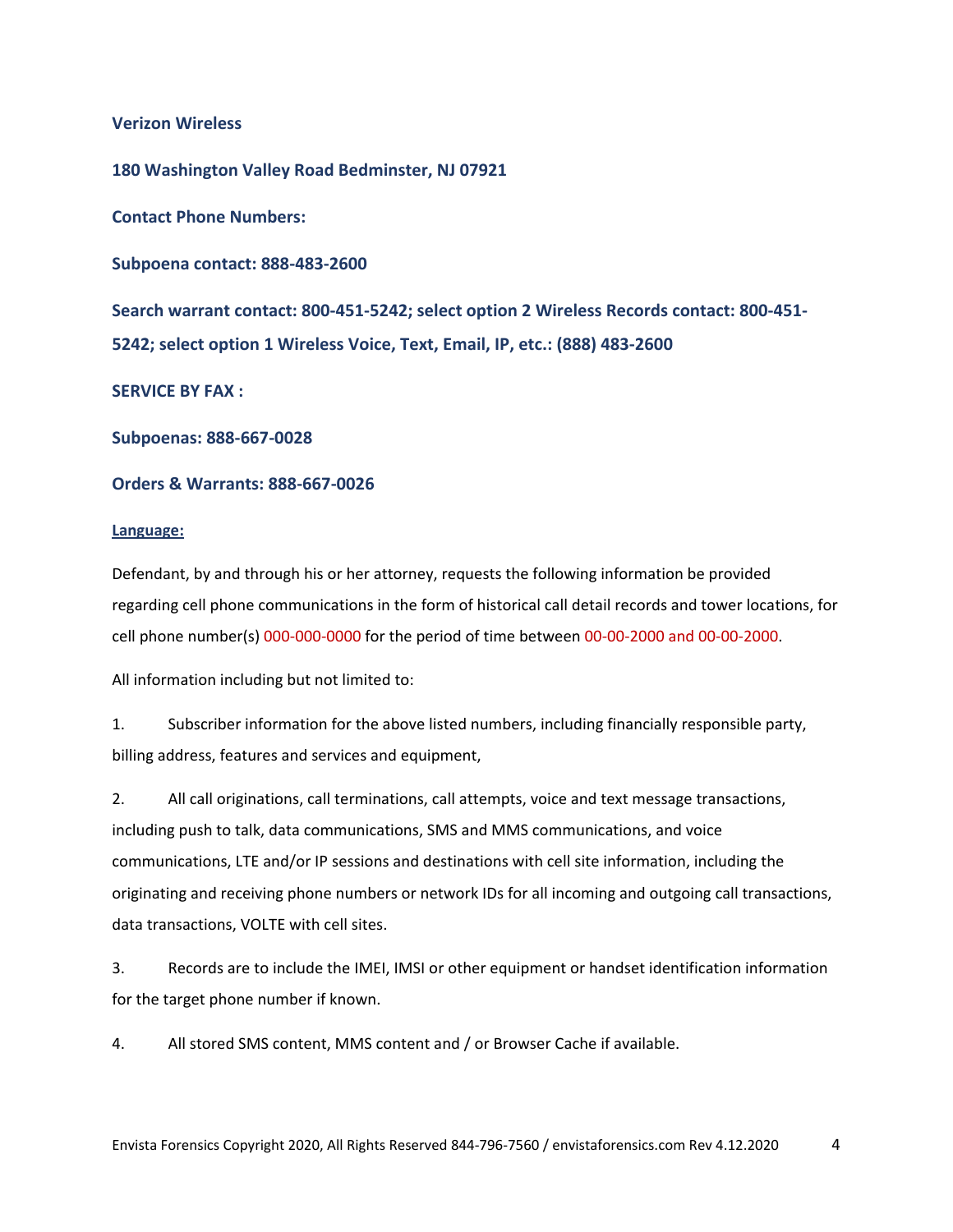**Verizon Wireless**

**180 Washington Valley Road Bedminster, NJ 07921**

**Contact Phone Numbers:**

**Subpoena contact: 888-483-2600**

**Search warrant contact: 800-451-5242; select option 2 Wireless Records contact: 800-451-5242; select option 1 Wireless Voice, Text, Email, IP, etc.: (888) 483-2600**

**SERVICE BY FAX :**

**Subpoenas: 888-667-0028**

**Orders & Warrants: 888-667-0026**

**Language:**

Defendant, by and through his or her attorney, requests the following information be provided regarding cell phone communications in the form of historical call detail records and tower locations, for cell phone number(s) 000-000-0000 for the period of time between 00-00-2000 and 00-00-2000.

All information including but not limited to:

1. Subscriber information for the above listed numbers, including financially responsible party, billing address, features and services and equipment,

2. All call originations, call terminations, call attempts, voice and text message transactions, including push to talk, data communications, SMS and MMS communications, and voice communications, LTE and/or IP sessions and destinations with cell site information, including the originating and receiving phone numbers or network IDs for all incoming and outgoing call transactions, data transactions, VOLTE with cell sites.

3. Records are to include the IMEI, IMSI or other equipment or handset identification information for the target phone number if known.

4. All stored SMS content, MMS content and / or Browser Cache if available.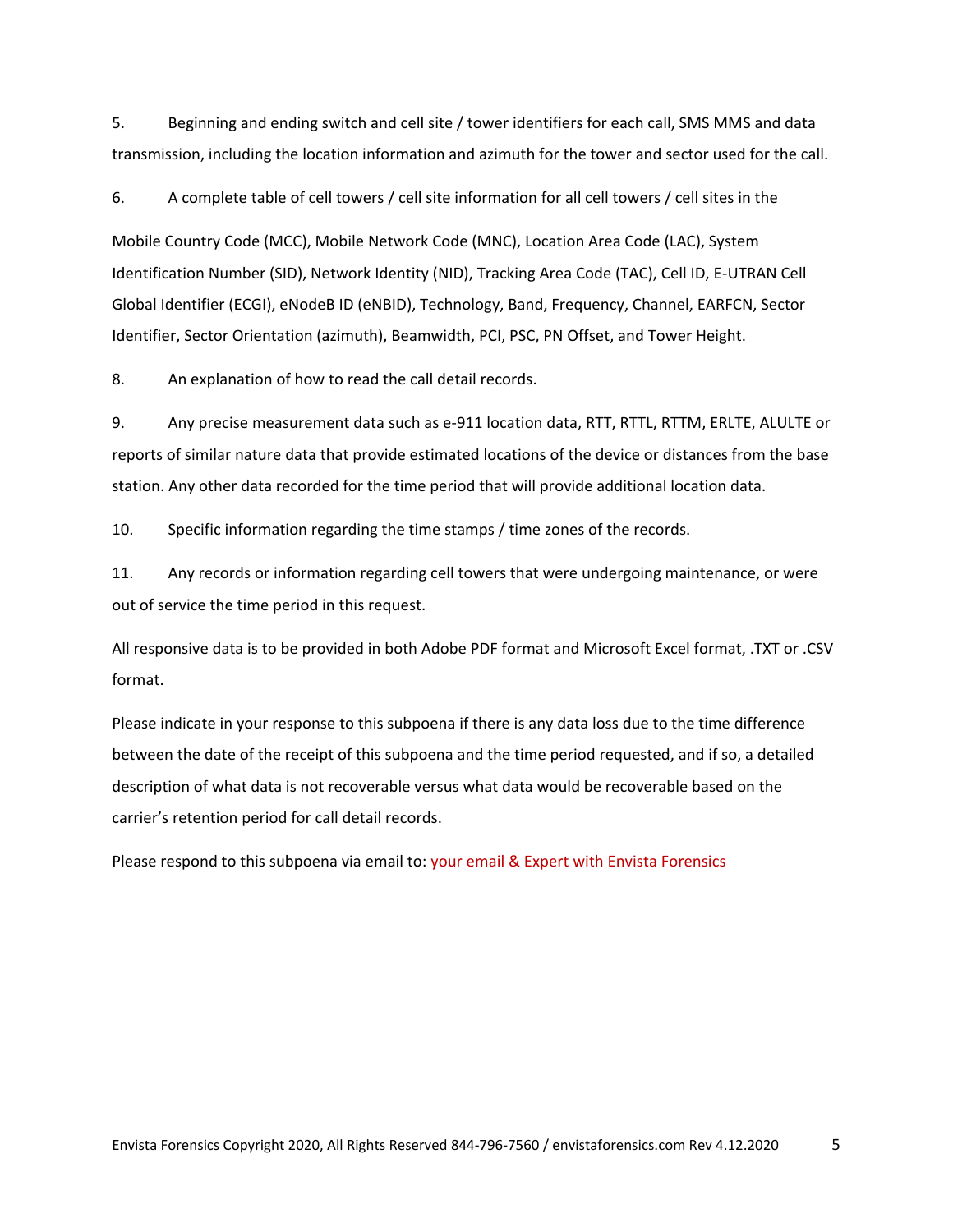5. Beginning and ending switch and cell site / tower identifiers for each call, SMS MMS and data transmission, including the location information and azimuth for the tower and sector used for the call.

6. A complete table of cell towers / cell site information for all cell towers / cell sites in the

Mobile Country Code (MCC), Mobile Network Code (MNC), Location Area Code (LAC), System Identification Number (SID), Network Identity (NID), Tracking Area Code (TAC), Cell ID, E-UTRAN Cell Global Identifier (ECGI), eNodeB ID (eNBID), Technology, Band, Frequency, Channel, EARFCN, Sector Identifier, Sector Orientation (azimuth), Beamwidth, PCI, PSC, PN Offset, and Tower Height.

8. An explanation of how to read the call detail records.

9. Any precise measurement data such as e-911 location data, RTT, RTTL, RTTM, ERLTE, ALULTE or reports of similar nature data that provide estimated locations of the device or distances from the base station. Any other data recorded for the time period that will provide additional location data.

10. Specific information regarding the time stamps / time zones of the records.

11. Any records or information regarding cell towers that were undergoing maintenance, or were out of service the time period in this request.

All responsive data is to be provided in both Adobe PDF format and Microsoft Excel format, .TXT or .CSV format.

Please indicate in your response to this subpoena if there is any data loss due to the time difference between the date of the receipt of this subpoena and the time period requested, and if so, a detailed description of what data is not recoverable versus what data would be recoverable based on the carrier's retention period for call detail records.

Please respond to this subpoena via email to: your email & Expert with Envista Forensics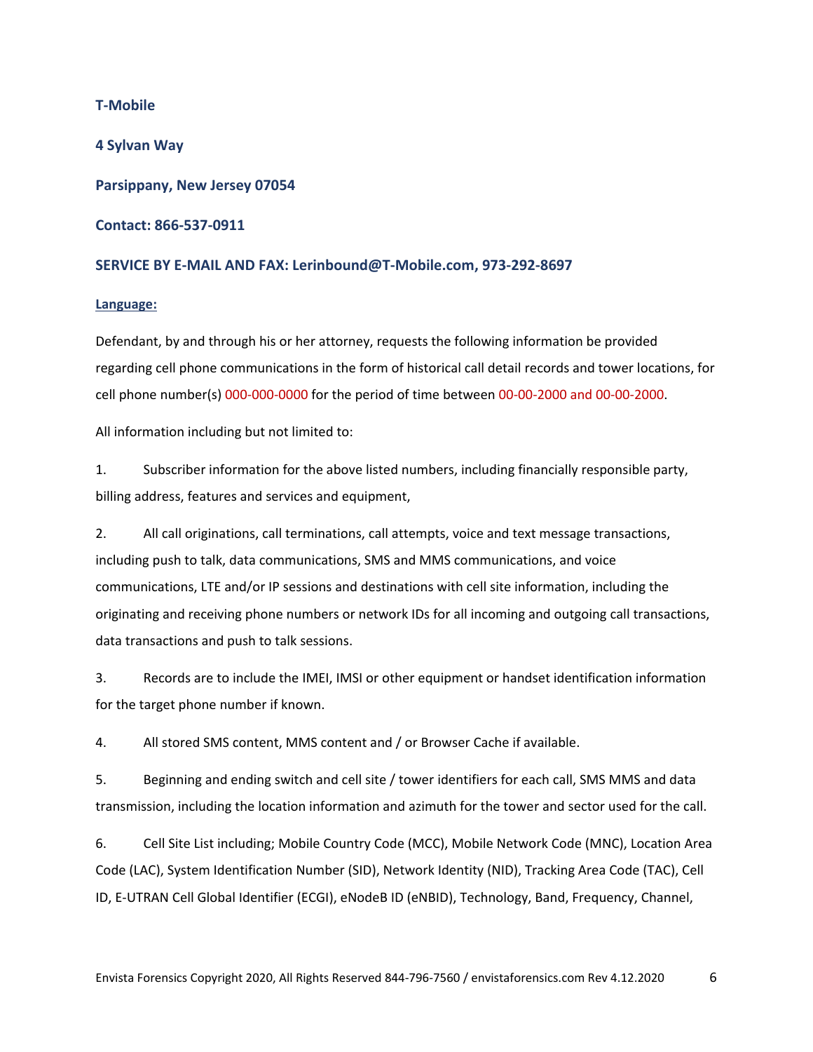**T-Mobile**

**4 Sylvan Way**

**Parsippany, New Jersey 07054**

**Contact: 866-537-0911**

**SERVICE BY E-MAIL AND FAX: Lerinbound@T-Mobile.com, 973-292-8697**

**Language:**

Defendant, by and through his or her attorney, requests the following information be provided regarding cell phone communications in the form of historical call detail records and tower locations, for cell phone number(s) 000-000-0000 for the period of time between 00-00-2000 and 00-00-2000.

All information including but not limited to:

1. Subscriber information for the above listed numbers, including financially responsible party, billing address, features and services and equipment,

2. All call originations, call terminations, call attempts, voice and text message transactions, including push to talk, data communications, SMS and MMS communications, and voice communications, LTE and/or IP sessions and destinations with cell site information, including the originating and receiving phone numbers or network IDs for all incoming and outgoing call transactions, data transactions and push to talk sessions.

3. Records are to include the IMEI, IMSI or other equipment or handset identification information for the target phone number if known.

4. All stored SMS content, MMS content and / or Browser Cache if available.

5. Beginning and ending switch and cell site / tower identifiers for each call, SMS MMS and data transmission, including the location information and azimuth for the tower and sector used for the call.

6. Cell Site List including; Mobile Country Code (MCC), Mobile Network Code (MNC), Location Area Code (LAC), System Identification Number (SID), Network Identity (NID), Tracking Area Code (TAC), Cell ID, E-UTRAN Cell Global Identifier (ECGI), eNodeB ID (eNBID), Technology, Band, Frequency, Channel,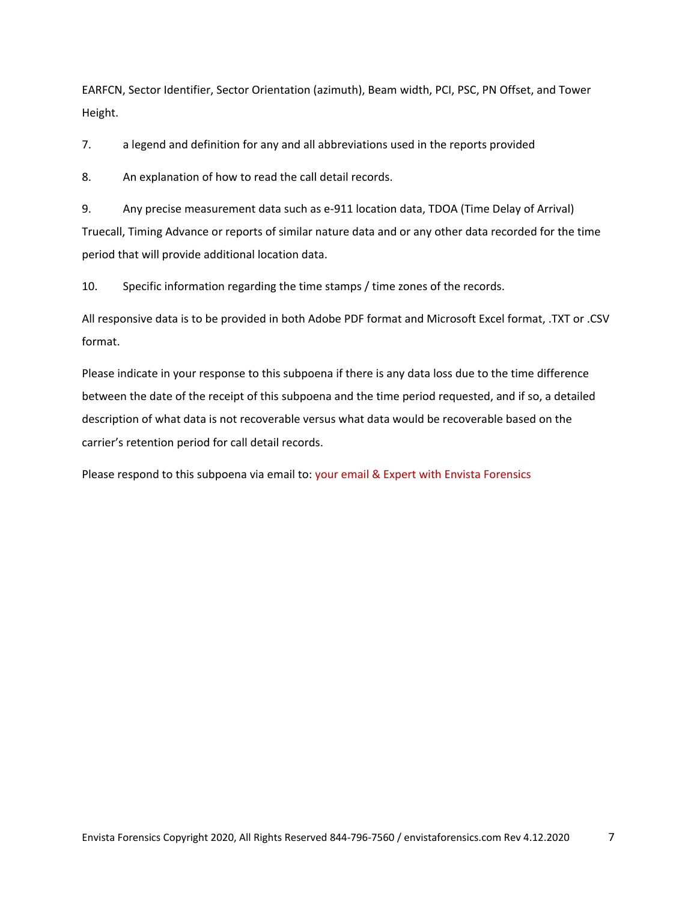EARFCN, Sector Identifier, Sector Orientation (azimuth), Beam width, PCI, PSC, PN Offset, and Tower Height.

7. a legend and definition for any and all abbreviations used in the reports provided

8. An explanation of how to read the call detail records.

9. Any precise measurement data such as e-911 location data, TDOA (Time Delay of Arrival) Truecall, Timing Advance or reports of similar nature data and or any other data recorded for the time period that will provide additional location data.

10. Specific information regarding the time stamps / time zones of the records.

All responsive data is to be provided in both Adobe PDF format and Microsoft Excel format, .TXT or .CSV format.

Please indicate in your response to this subpoena if there is any data loss due to the time difference between the date of the receipt of this subpoena and the time period requested, and if so, a detailed description of what data is not recoverable versus what data would be recoverable based on the carrier's retention period for call detail records.

Please respond to this subpoena via email to: your email & Expert with Envista Forensics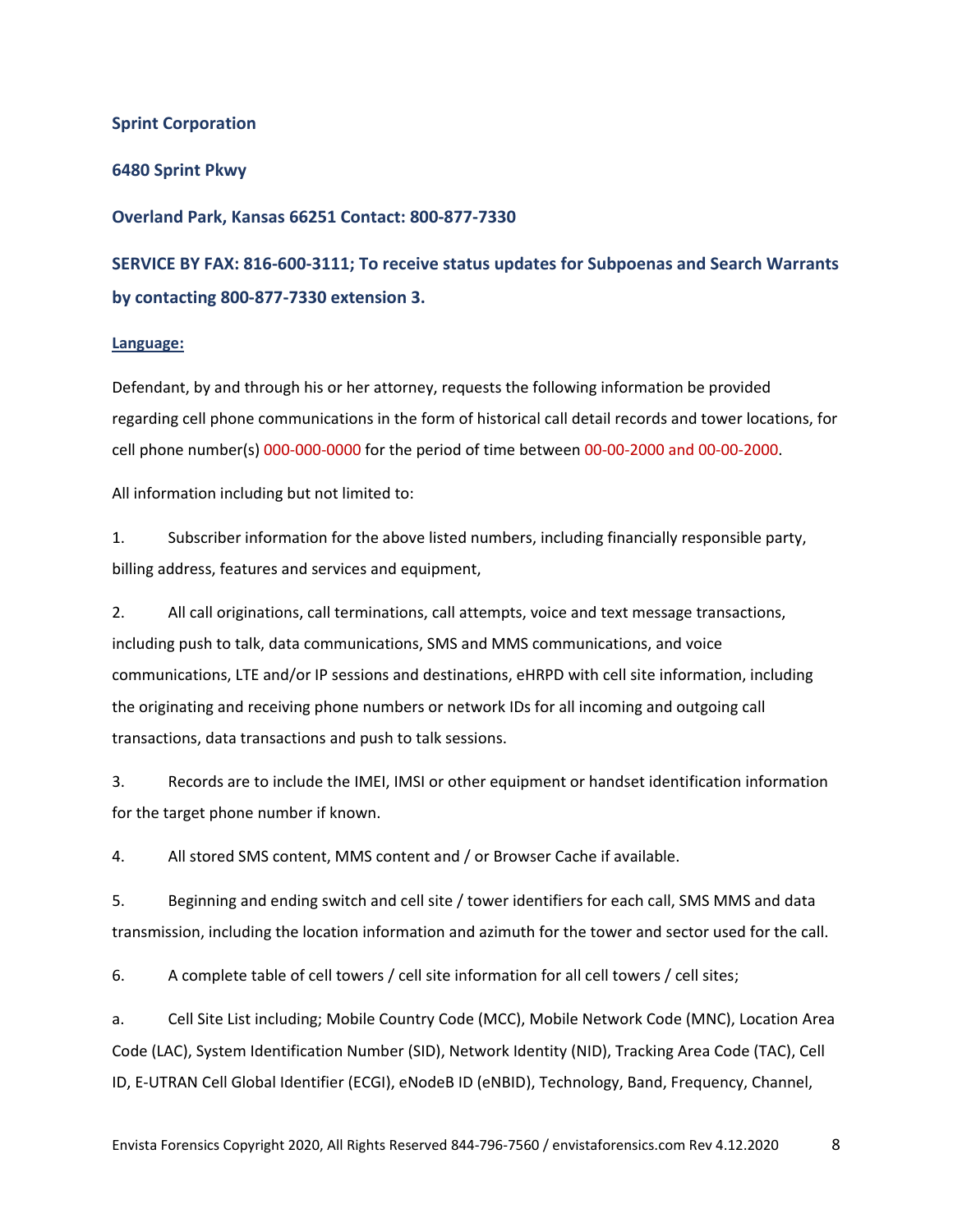**Sprint Corporation**

**6480 Sprint Pkwy**

**Overland Park, Kansas 66251 Contact: 800-877-7330**

**SERVICE BY FAX: 816-600-3111; To receive status updates for Subpoenas and Search Warrants by contacting 800-877-7330 extension 3.**

**Language:**

Defendant, by and through his or her attorney, requests the following information be provided regarding cell phone communications in the form of historical call detail records and tower locations, for cell phone number(s) 000-000-0000 for the period of time between 00-00-2000 and 00-00-2000.

All information including but not limited to:

1. Subscriber information for the above listed numbers, including financially responsible party, billing address, features and services and equipment,

2. All call originations, call terminations, call attempts, voice and text message transactions, including push to talk, data communications, SMS and MMS communications, and voice communications, LTE and/or IP sessions and destinations, eHRPD with cell site information, including the originating and receiving phone numbers or network IDs for all incoming and outgoing call transactions, data transactions and push to talk sessions.

3. Records are to include the IMEI, IMSI or other equipment or handset identification information for the target phone number if known.

4. All stored SMS content, MMS content and / or Browser Cache if available.

5. Beginning and ending switch and cell site / tower identifiers for each call, SMS MMS and data transmission, including the location information and azimuth for the tower and sector used for the call.

6. A complete table of cell towers / cell site information for all cell towers / cell sites;

a. Cell Site List including; Mobile Country Code (MCC), Mobile Network Code (MNC), Location Area Code (LAC), System Identification Number (SID), Network Identity (NID), Tracking Area Code (TAC), Cell ID, E-UTRAN Cell Global Identifier (ECGI), eNodeB ID (eNBID), Technology, Band, Frequency, Channel,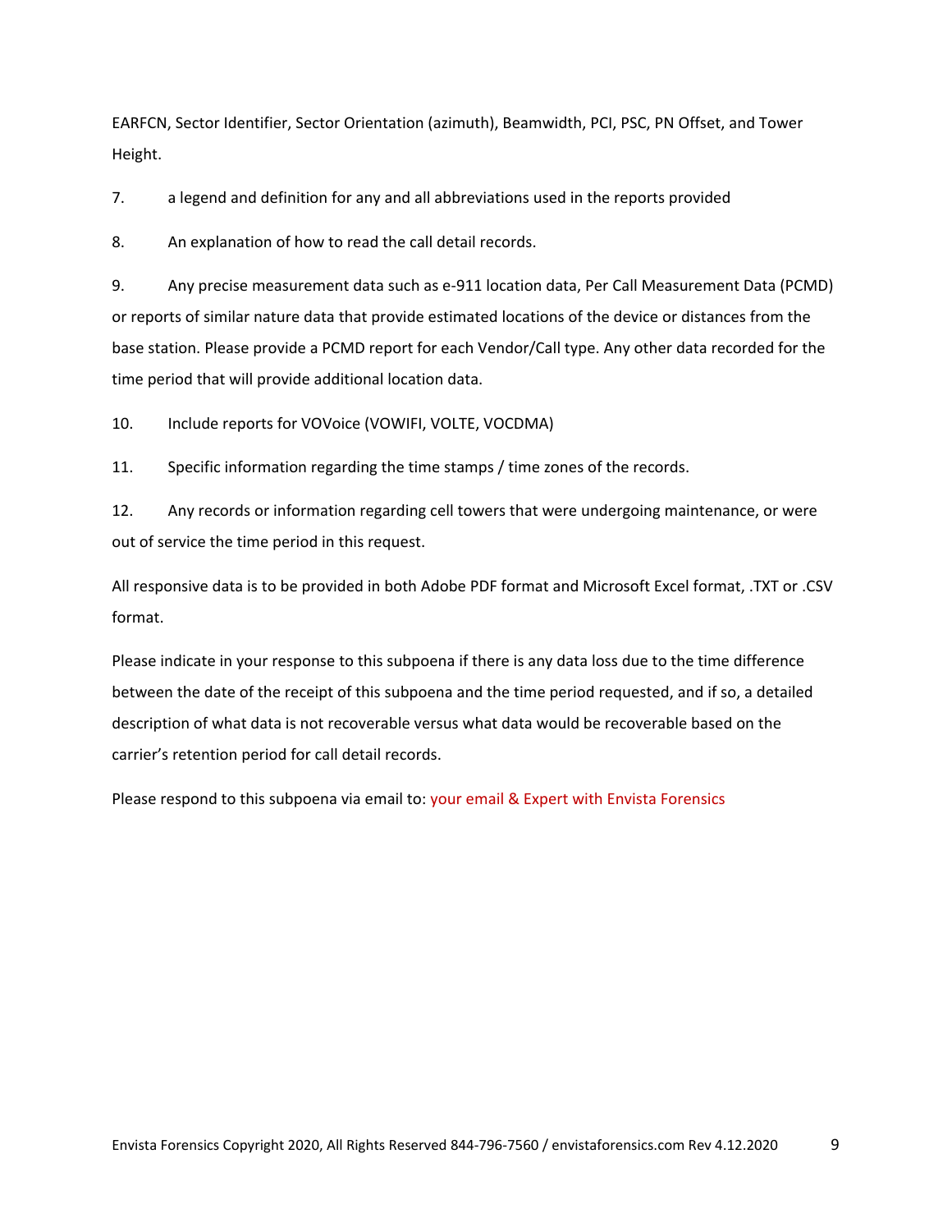EARFCN, Sector Identifier, Sector Orientation (azimuth), Beamwidth, PCI, PSC, PN Offset, and Tower Height.

7. a legend and definition for any and all abbreviations used in the reports provided

8. An explanation of how to read the call detail records.

9. Any precise measurement data such as e-911 location data, Per Call Measurement Data (PCMD) or reports of similar nature data that provide estimated locations of the device or distances from the base station. Please provide a PCMD report for each Vendor/Call type. Any other data recorded for the time period that will provide additional location data.

10. Include reports for VOVoice (VOWIFI, VOLTE, VOCDMA)

11. Specific information regarding the time stamps / time zones of the records.

12. Any records or information regarding cell towers that were undergoing maintenance, or were out of service the time period in this request.

All responsive data is to be provided in both Adobe PDF format and Microsoft Excel format, .TXT or .CSV format.

Please indicate in your response to this subpoena if there is any data loss due to the time difference between the date of the receipt of this subpoena and the time period requested, and if so, a detailed description of what data is not recoverable versus what data would be recoverable based on the carrier's retention period for call detail records.

Please respond to this subpoena via email to: your email & Expert with Envista Forensics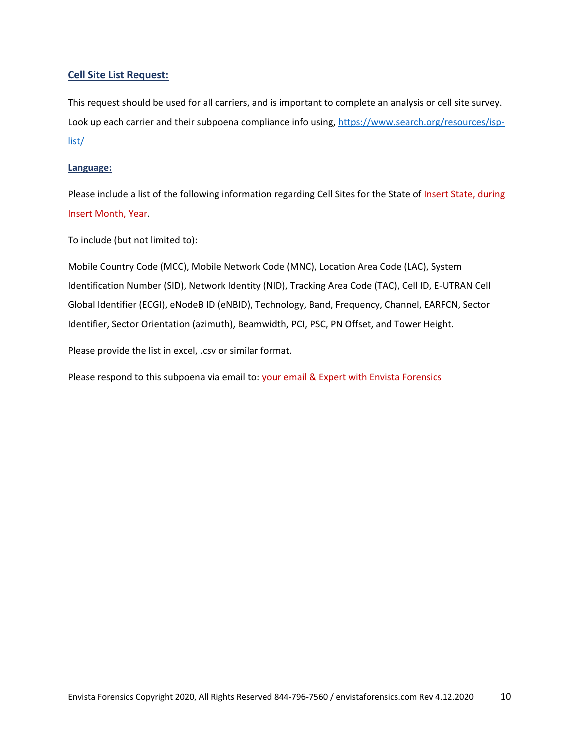## Cell Site List Request:

This request should be used for all carriers, and is important to complete an analysis or cell site survey. Look up each carrier and their subpoena compliance info using, [https://www.search.org/resources/isp-list/](https://www.search.org/resources/isp-list/)

### Language:

Please include a list of the following information regarding Cell Sites for the State of Insert State, during Insert Month, Year.

To include (but not limited to):

Mobile Country Code (MCC), Mobile Network Code (MNC), Location Area Code (LAC), System Identification Number (SID), Network Identity (NID), Tracking Area Code (TAC), Cell ID, E-UTRAN Cell Global Identifier (ECGI), eNodeB ID (eNBID), Technology, Band, Frequency, Channel, EARFCN, Sector Identifier, Sector Orientation (azimuth), Beamwidth, PCI, PSC, PN Offset, and Tower Height.

Please provide the list in excel, .csv or similar format.

Please respond to this subpoena via email to: your email & Expert with Envista Forensics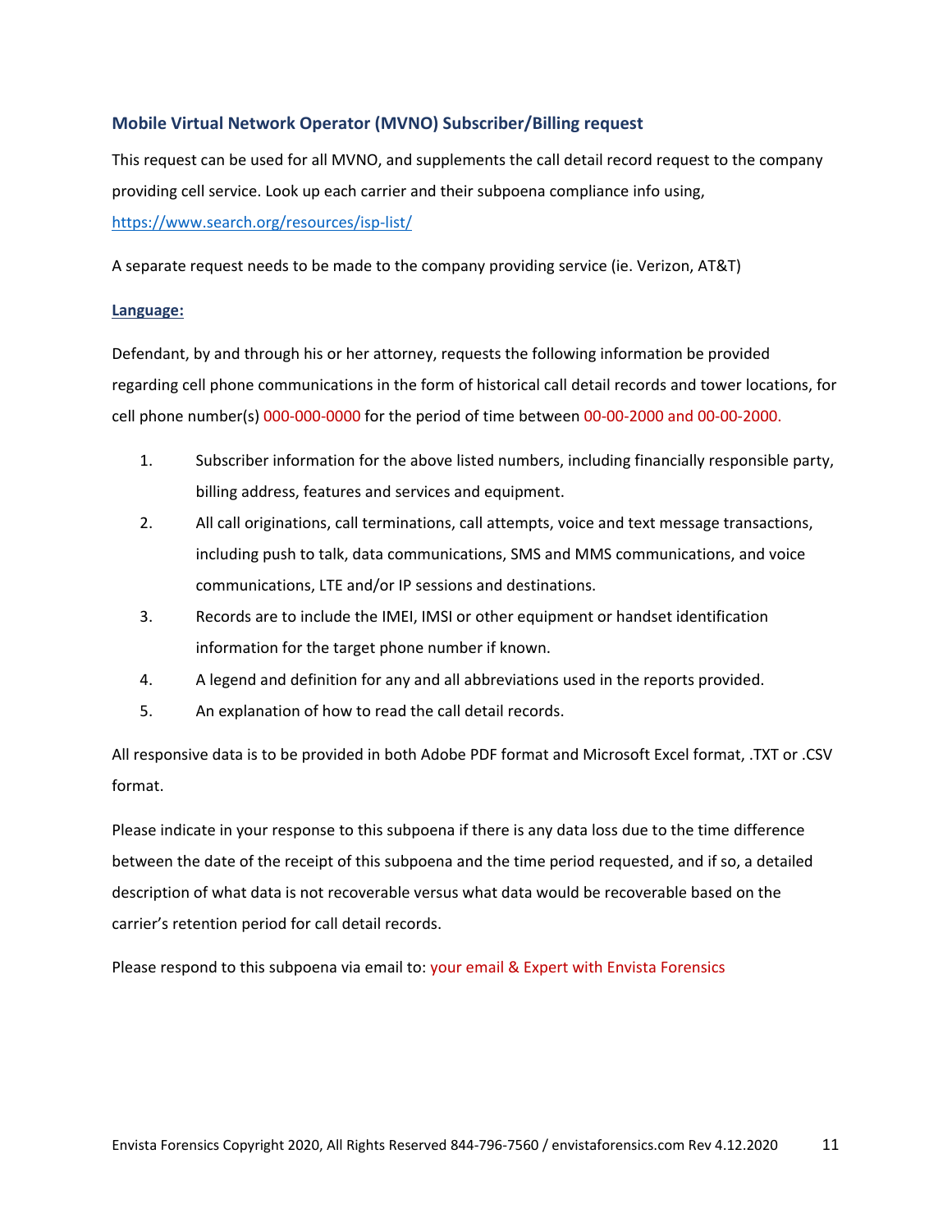### Mobile Virtual Network Operator (MVNO) Subscriber/Billing request

This request can be used for all MVNO, and supplements the call detail record request to the company providing cell service. Look up each carrier and their subpoena compliance info using, https://www.search.org/resources/isp-list/

A separate request needs to be made to the company providing service (ie. Verizon, AT&T)

**Language:**

Defendant, by and through his or her attorney, requests the following information be provided regarding cell phone communications in the form of historical call detail records and tower locations, for cell phone number(s) 000-000-0000 for the period of time between 00-00-2000 and 00-00-2000.

1. Subscriber information for the above listed numbers, including financially responsible party, billing address, features and services and equipment.
2. All call originations, call terminations, call attempts, voice and text message transactions, including push to talk, data communications, SMS and MMS communications, and voice communications, LTE and/or IP sessions and destinations.
3. Records are to include the IMEI, IMSI or other equipment or handset identification information for the target phone number if known.
4. A legend and definition for any and all abbreviations used in the reports provided.
5. An explanation of how to read the call detail records.

All responsive data is to be provided in both Adobe PDF format and Microsoft Excel format, .TXT or .CSV format.

Please indicate in your response to this subpoena if there is any data loss due to the time difference between the date of the receipt of this subpoena and the time period requested, and if so, a detailed description of what data is not recoverable versus what data would be recoverable based on the carrier's retention period for call detail records.

Please respond to this subpoena via email to: your email & Expert with Envista Forensics

Envista Forensics Copyright 2020, All Rights Reserved 844-796-7560 / envistaforensics.com Rev 4.12.2020